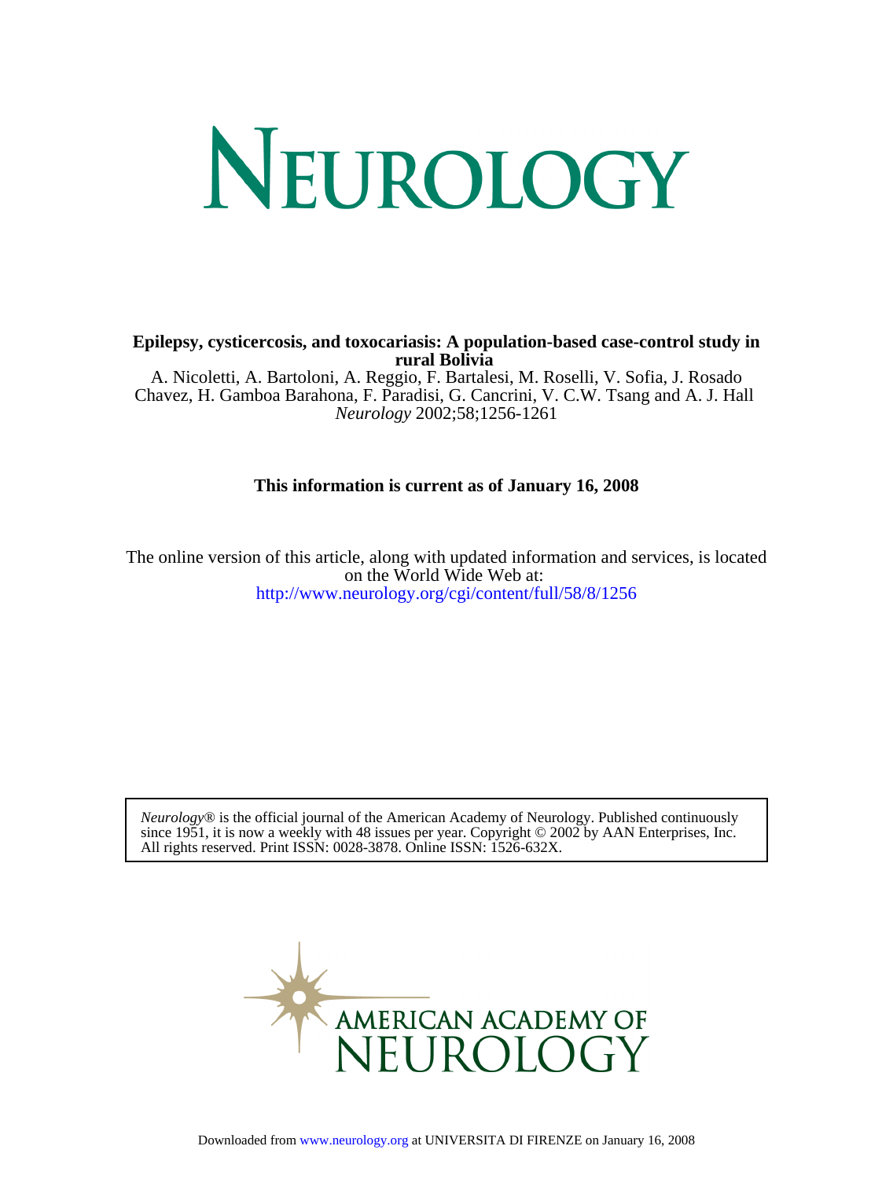# NEUROLOGY

**Epilepsy, cysticercosis, and toxocariasis: A population-based case-control study in rural Bolivia**

A. Nicoletti, A. Bartoloni, A. Reggio, F. Bartalesi, M. Roselli, V. Sofia, J. Rosado Chavez, H. Gamboa Barahona, F. Paradisi, G. Cancrini, V. C.W. Tsang and A. J. Hall

*Neurology* 2002;58;1256-1261

**This information is current as of January 16, 2008**

The online version of this article, along with updated information and services, is located on the World Wide Web at:
http://www.neurology.org/cgi/content/full/58/8/1256

*Neurology*® is the official journal of the American Academy of Neurology. Published continuously since 1951, it is now a weekly with 48 issues per year. Copyright © 2002 by AAN Enterprises, Inc. All rights reserved. Print ISSN: 0028-3878. Online ISSN: 1526-632X.

AMERICAN ACADEMY OF NEUROLOGY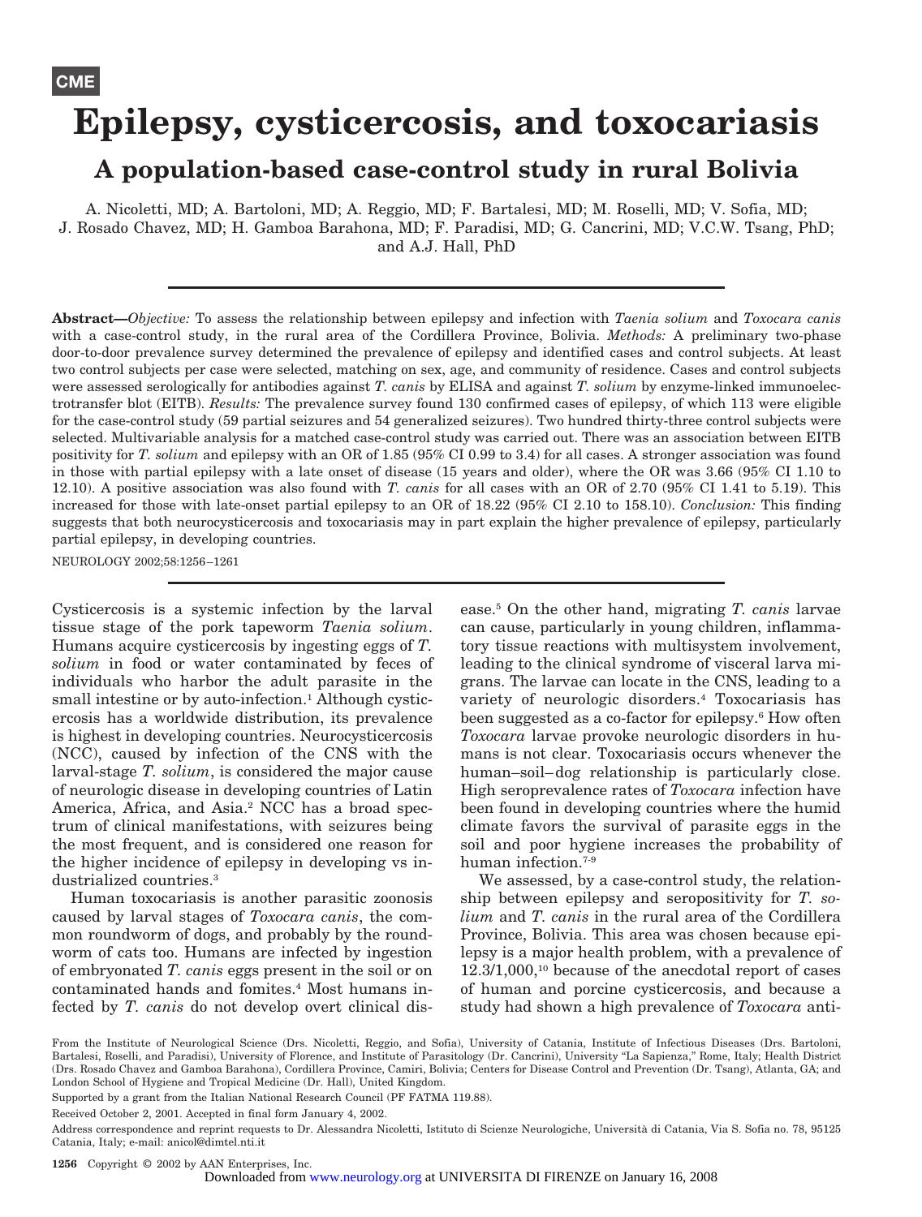CME

# Epilepsy, cysticercosis, and toxocariasis

## A population-based case-control study in rural Bolivia

A. Nicoletti, MD; A. Bartoloni, MD; A. Reggio, MD; F. Bartalesi, MD; M. Roselli, MD; V. Sofia, MD; J. Rosado Chavez, MD; H. Gamboa Barahona, MD; F. Paradisi, MD; G. Cancrini, MD; V.C.W. Tsang, PhD; and A.J. Hall, PhD

**Abstract**—*Objective:* To assess the relationship between epilepsy and infection with *Taenia solium* and *Toxocara canis* with a case-control study, in the rural area of the Cordillera Province, Bolivia. *Methods:* A preliminary two-phase door-to-door prevalence survey determined the prevalence of epilepsy and identified cases and control subjects. At least two control subjects per case were selected, matching on sex, age, and community of residence. Cases and control subjects were assessed serologically for antibodies against *T. canis* by ELISA and against *T. solium* by enzyme-linked immunoelectrotransfer blot (EITB). *Results:* The prevalence survey found 130 confirmed cases of epilepsy, of which 113 were eligible for the case-control study (59 partial seizures and 54 generalized seizures). Two hundred thirty-three control subjects were selected. Multivariable analysis for a matched case-control study was carried out. There was an association between EITB positivity for *T. solium* and epilepsy with an OR of 1.85 (95% CI 0.99 to 3.4) for all cases. A stronger association was found in those with partial epilepsy with a late onset of disease (15 years and older), where the OR was 3.66 (95% CI 1.10 to 12.10). A positive association was also found with *T. canis* for all cases with an OR of 2.70 (95% CI 1.41 to 5.19). This increased for those with late-onset partial epilepsy to an OR of 18.22 (95% CI 2.10 to 158.10). *Conclusion:* This finding suggests that both neurocysticercosis and toxocariasis may in part explain the higher prevalence of epilepsy, particularly partial epilepsy, in developing countries.

NEUROLOGY 2002;58:1256–1261

Cysticercosis is a systemic infection by the larval tissue stage of the pork tapeworm *Taenia solium*. Humans acquire cysticercosis by ingesting eggs of *T. solium* in food or water contaminated by feces of individuals who harbor the adult parasite in the small intestine or by auto-infection.[1] Although cysticercosis has a worldwide distribution, its prevalence is highest in developing countries. Neurocysticercosis (NCC), caused by infection of the CNS with the larval-stage *T. solium*, is considered the major cause of neurologic disease in developing countries of Latin America, Africa, and Asia.[2] NCC has a broad spectrum of clinical manifestations, with seizures being the most frequent, and is considered one reason for the higher incidence of epilepsy in developing vs industrialized countries.[3]

Human toxocariasis is another parasitic zoonosis caused by larval stages of *Toxocara canis*, the common roundworm of dogs, and probably by the roundworm of cats too. Humans are infected by ingestion of embryonated *T. canis* eggs present in the soil or on contaminated hands and fomites.[4] Most humans infected by *T. canis* do not develop overt clinical disease.[5] On the other hand, migrating *T. canis* larvae can cause, particularly in young children, inflammatory tissue reactions with multisystem involvement, leading to the clinical syndrome of visceral larva migrans. The larvae can locate in the CNS, leading to a variety of neurologic disorders.[4] Toxocariasis has been suggested as a co-factor for epilepsy.[6] How often *Toxocara* larvae provoke neurologic disorders in humans is not clear. Toxocariasis occurs whenever the human–soil–dog relationship is particularly close. High seroprevalence rates of *Toxocara* infection have been found in developing countries where the humid climate favors the survival of parasite eggs in the soil and poor hygiene increases the probability of human infection.[7-9]

We assessed, by a case-control study, the relationship between epilepsy and seropositivity for *T. solium* and *T. canis* in the rural area of the Cordillera Province, Bolivia. This area was chosen because epilepsy is a major health problem, with a prevalence of 12.3/1,000,[10] because of the anecdotal report of cases of human and porcine cysticercosis, and because a study had shown a high prevalence of *Toxocara* anti-

From the Institute of Neurological Science (Drs. Nicoletti, Reggio, and Sofia), University of Catania, Institute of Infectious Diseases (Drs. Bartoloni, Bartalesi, Roselli, and Paradisi), University of Florence, and Institute of Parasitology (Dr. Cancrini), University "La Sapienza," Rome, Italy; Health District (Drs. Rosado Chavez and Gamboa Barahona), Cordillera Province, Camiri, Bolivia; Centers for Disease Control and Prevention (Dr. Tsang), Atlanta, GA; and London School of Hygiene and Tropical Medicine (Dr. Hall), United Kingdom.

Supported by a grant from the Italian National Research Council (PF FATMA 119.88).

Received October 2, 2001. Accepted in final form January 4, 2002.

Address correspondence and reprint requests to Dr. Alessandra Nicoletti, Istituto di Scienze Neurologiche, Università di Catania, Via S. Sofia no. 78, 95125 Catania, Italy; e-mail: anicol@dimtel.nti.it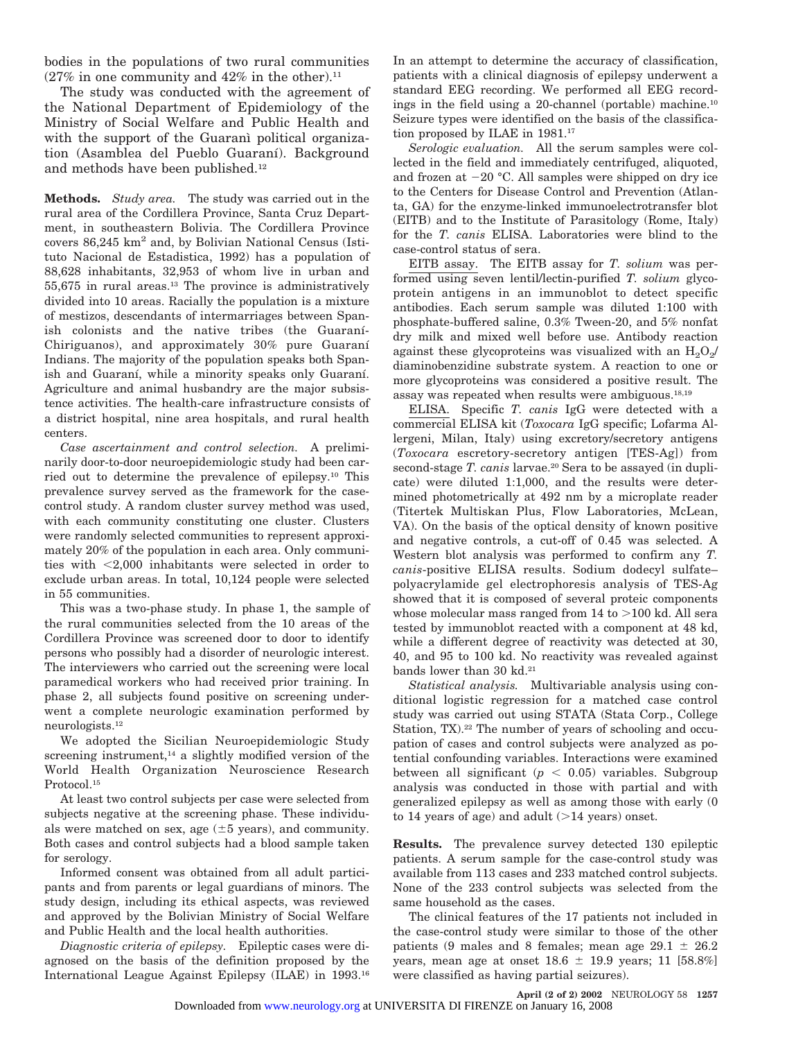bodies in the populations of two rural communities (27% in one community and 42% in the other).[11]

The study was conducted with the agreement of the National Department of Epidemiology of the Ministry of Social Welfare and Public Health and with the support of the Guaranì political organization (Asamblea del Pueblo Guaraní). Background and methods have been published.[12]

**Methods.** *Study area.* The study was carried out in the rural area of the Cordillera Province, Santa Cruz Department, in southeastern Bolivia. The Cordillera Province covers 86,245 km$^2$ and, by Bolivian National Census (Istituto Nacional de Estadistica, 1992) has a population of 88,628 inhabitants, 32,953 of whom live in urban and 55,675 in rural areas.[13] The province is administratively divided into 10 areas. Racially the population is a mixture of mestizos, descendants of intermarriages between Spanish colonists and the native tribes (the Guaraní-Chiriguanos), and approximately 30% pure Guaraní Indians. The majority of the population speaks both Spanish and Guaraní, while a minority speaks only Guaraní. Agriculture and animal husbandry are the major subsistence activities. The health-care infrastructure consists of a district hospital, nine area hospitals, and rural health centers.

*Case ascertainment and control selection.* A preliminarily door-to-door neuroepidemiologic study had been carried out to determine the prevalence of epilepsy.[10] This prevalence survey served as the framework for the case-control study. A random cluster survey method was used, with each community constituting one cluster. Clusters were randomly selected communities to represent approximately 20% of the population in each area. Only communities with <2,000 inhabitants were selected in order to exclude urban areas. In total, 10,124 people were selected in 55 communities.

This was a two-phase study. In phase 1, the sample of the rural communities selected from the 10 areas of the Cordillera Province was screened door to door to identify persons who possibly had a disorder of neurologic interest. The interviewers who carried out the screening were local paramedical workers who had received prior training. In phase 2, all subjects found positive on screening underwent a complete neurologic examination performed by neurologists.[12]

We adopted the Sicilian Neuroepidemiologic Study screening instrument,[14] a slightly modified version of the World Health Organization Neuroscience Research Protocol.[15]

At least two control subjects per case were selected from subjects negative at the screening phase. These individuals were matched on sex, age (±5 years), and community. Both cases and control subjects had a blood sample taken for serology.

Informed consent was obtained from all adult participants and from parents or legal guardians of minors. The study design, including its ethical aspects, was reviewed and approved by the Bolivian Ministry of Social Welfare and Public Health and the local health authorities.

*Diagnostic criteria of epilepsy.* Epileptic cases were diagnosed on the basis of the definition proposed by the International League Against Epilepsy (ILAE) in 1993.[16] In an attempt to determine the accuracy of classification, patients with a clinical diagnosis of epilepsy underwent a standard EEG recording. We performed all EEG recordings in the field using a 20-channel (portable) machine.[10] Seizure types were identified on the basis of the classification proposed by ILAE in 1981.[17]

*Serologic evaluation.* All the serum samples were collected in the field and immediately centrifuged, aliquoted, and frozen at −20 °C. All samples were shipped on dry ice to the Centers for Disease Control and Prevention (Atlanta, GA) for the enzyme-linked immunoelectrotransfer blot (EITB) and to the Institute of Parasitology (Rome, Italy) for the *T. canis* ELISA. Laboratories were blind to the case-control status of sera.

EITB assay. The EITB assay for *T. solium* was performed using seven lentil/lectin-purified *T. solium* glycoprotein antigens in an immunoblot to detect specific antibodies. Each serum sample was diluted 1:100 with phosphate-buffered saline, 0.3% Tween-20, and 5% nonfat dry milk and mixed well before use. Antibody reaction against these glycoproteins was visualized with an $H_2O_2$/diaminobenzidine substrate system. A reaction to one or more glycoproteins was considered a positive result. The assay was repeated when results were ambiguous.[18,19]

ELISA. Specific *T. canis* IgG were detected with a commercial ELISA kit (*Toxocara* IgG specific; Lofarma Allergeni, Milan, Italy) using excretory/secretory antigens (*Toxocara* escretory-secretory antigen [TES-Ag]) from second-stage *T. canis* larvae.[20] Sera to be assayed (in duplicate) were diluted 1:1,000, and the results were determined photometrically at 492 nm by a microplate reader (Titertek Multiskan Plus, Flow Laboratories, McLean, VA). On the basis of the optical density of known positive and negative controls, a cut-off of 0.45 was selected. A Western blot analysis was performed to confirm any *T. canis*-positive ELISA results. Sodium dodecyl sulfate–polyacrylamide gel electrophoresis analysis of TES-Ag showed that it is composed of several proteic components whose molecular mass ranged from 14 to >100 kd. All sera tested by immunoblot reacted with a component at 48 kd, while a different degree of reactivity was detected at 30, 40, and 95 to 100 kd. No reactivity was revealed against bands lower than 30 kd.[21]

*Statistical analysis.* Multivariable analysis using conditional logistic regression for a matched case control study was carried out using STATA (Stata Corp., College Station, TX).[22] The number of years of schooling and occupation of cases and control subjects were analyzed as potential confounding variables. Interactions were examined between all significant ($p < 0.05$) variables. Subgroup analysis was conducted in those with partial and with generalized epilepsy as well as among those with early (0 to 14 years of age) and adult (>14 years) onset.

**Results.** The prevalence survey detected 130 epileptic patients. A serum sample for the case-control study was available from 113 cases and 233 matched control subjects. None of the 233 control subjects was selected from the same household as the cases.

The clinical features of the 17 patients not included in the case-control study were similar to those of the other patients (9 males and 8 females; mean age 29.1 ± 26.2 years, mean age at onset 18.6 ± 19.9 years; 11 [58.8%] were classified as having partial seizures).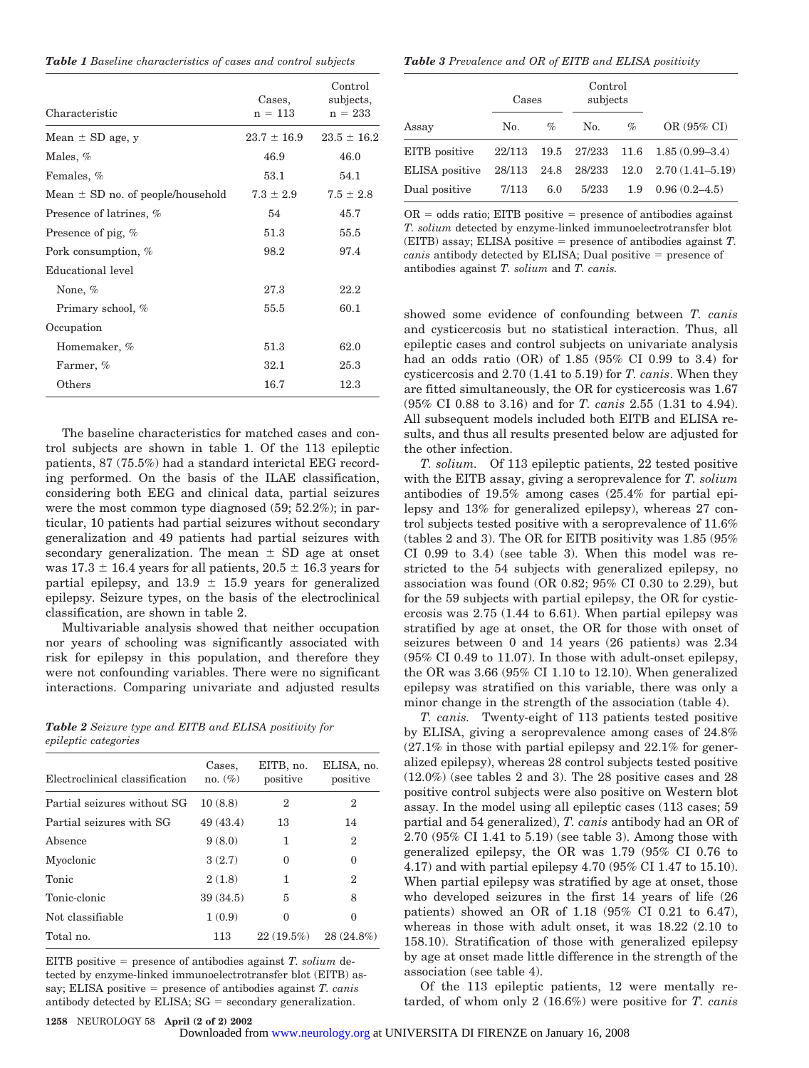***Table 1** Baseline characteristics of cases and control subjects*

| Characteristic | Cases, n = 113 | Control subjects, n = 233 |
|---|---|---|
| Mean ± SD age, y | 23.7 ± 16.9 | 23.5 ± 16.2 |
| Males, % | 46.9 | 46.0 |
| Females, % | 53.1 | 54.1 |
| Mean ± SD no. of people/household | 7.3 ± 2.9 | 7.5 ± 2.8 |
| Presence of latrines, % | 54 | 45.7 |
| Presence of pig, % | 51.3 | 55.5 |
| Pork consumption, % | 98.2 | 97.4 |
| Educational level | | |
| None, % | 27.3 | 22.2 |
| Primary school, % | 55.5 | 60.1 |
| Occupation | | |
| Homemaker, % | 51.3 | 62.0 |
| Farmer, % | 32.1 | 25.3 |
| Others | 16.7 | 12.3 |

The baseline characteristics for matched cases and control subjects are shown in table 1. Of the 113 epileptic patients, 87 (75.5%) had a standard interictal EEG recording performed. On the basis of the ILAE classification, considering both EEG and clinical data, partial seizures were the most common type diagnosed (59; 52.2%); in particular, 10 patients had partial seizures without secondary generalization and 49 patients had partial seizures with secondary generalization. The mean ± SD age at onset was 17.3 ± 16.4 years for all patients, 20.5 ± 16.3 years for partial epilepsy, and 13.9 ± 15.9 years for generalized epilepsy. Seizure types, on the basis of the electroclinical classification, are shown in table 2.

Multivariable analysis showed that neither occupation nor years of schooling was significantly associated with risk for epilepsy in this population, and therefore they were not confounding variables. There were no significant interactions. Comparing univariate and adjusted results

***Table 2** Seizure type and EITB and ELISA positivity for epileptic categories*

| Electroclinical classification | Cases, no. (%) | EITB, no. positive | ELISA, no. positive |
|---|---|---|---|
| Partial seizures without SG | 10 (8.8) | 2 | 2 |
| Partial seizures with SG | 49 (43.4) | 13 | 14 |
| Absence | 9 (8.0) | 1 | 2 |
| Myoclonic | 3 (2.7) | 0 | 0 |
| Tonic | 2 (1.8) | 1 | 2 |
| Tonic-clonic | 39 (34.5) | 5 | 8 |
| Not classifiable | 1 (0.9) | 0 | 0 |
| Total no. | 113 | 22 (19.5%) | 28 (24.8%) |

EITB positive = presence of antibodies against *T. solium* detected by enzyme-linked immunoelectrotransfer blot (EITB) assay; ELISA positive = presence of antibodies against *T. canis* antibody detected by ELISA; SG = secondary generalization.

***Table 3** Prevalence and OR of EITB and ELISA positivity*

| Assay | Cases No. | Cases % | Control subjects No. | Control subjects % | OR (95% CI) |
|---|---|---|---|---|---|
| EITB positive | 22/113 | 19.5 | 27/233 | 11.6 | 1.85 (0.99–3.4) |
| ELISA positive | 28/113 | 24.8 | 28/233 | 12.0 | 2.70 (1.41–5.19) |
| Dual positive | 7/113 | 6.0 | 5/233 | 1.9 | 0.96 (0.2–4.5) |

OR = odds ratio; EITB positive = presence of antibodies against *T. solium* detected by enzyme-linked immunoelectrotransfer blot (EITB) assay; ELISA positive = presence of antibodies against *T. canis* antibody detected by ELISA; Dual positive = presence of antibodies against *T. solium* and *T. canis.*

showed some evidence of confounding between *T. canis* and cysticercosis but no statistical interaction. Thus, all epileptic cases and control subjects on univariate analysis had an odds ratio (OR) of 1.85 (95% CI 0.99 to 3.4) for cysticercosis and 2.70 (1.41 to 5.19) for *T. canis*. When they are fitted simultaneously, the OR for cysticercosis was 1.67 (95% CI 0.88 to 3.16) and for *T. canis* 2.55 (1.31 to 4.94). All subsequent models included both EITB and ELISA results, and thus all results presented below are adjusted for the other infection.

*T. solium.* Of 113 epileptic patients, 22 tested positive with the EITB assay, giving a seroprevalence for *T. solium* antibodies of 19.5% among cases (25.4% for partial epilepsy and 13% for generalized epilepsy), whereas 27 control subjects tested positive with a seroprevalence of 11.6% (tables 2 and 3). The OR for EITB positivity was 1.85 (95% CI 0.99 to 3.4) (see table 3). When this model was restricted to the 54 subjects with generalized epilepsy, no association was found (OR 0.82; 95% CI 0.30 to 2.29), but for the 59 subjects with partial epilepsy, the OR for cysticercosis was 2.75 (1.44 to 6.61). When partial epilepsy was stratified by age at onset, the OR for those with onset of seizures between 0 and 14 years (26 patients) was 2.34 (95% CI 0.49 to 11.07). In those with adult-onset epilepsy, the OR was 3.66 (95% CI 1.10 to 12.10). When generalized epilepsy was stratified on this variable, there was only a minor change in the strength of the association (table 4).

*T. canis.* Twenty-eight of 113 patients tested positive by ELISA, giving a seroprevalence among cases of 24.8% (27.1% in those with partial epilepsy and 22.1% for generalized epilepsy), whereas 28 control subjects tested positive (12.0%) (see tables 2 and 3). The 28 positive cases and 28 positive control subjects were also positive on Western blot assay. In the model using all epileptic cases (113 cases; 59 partial and 54 generalized), *T. canis* antibody had an OR of 2.70 (95% CI 1.41 to 5.19) (see table 3). Among those with generalized epilepsy, the OR was 1.79 (95% CI 0.76 to 4.17) and with partial epilepsy 4.70 (95% CI 1.47 to 15.10). When partial epilepsy was stratified by age at onset, those who developed seizures in the first 14 years of life (26 patients) showed an OR of 1.18 (95% CI 0.21 to 6.47), whereas in those with adult onset, it was 18.22 (2.10 to 158.10). Stratification of those with generalized epilepsy by age at onset made little difference in the strength of the association (see table 4).

Of the 113 epileptic patients, 12 were mentally retarded, of whom only 2 (16.6%) were positive for *T. canis*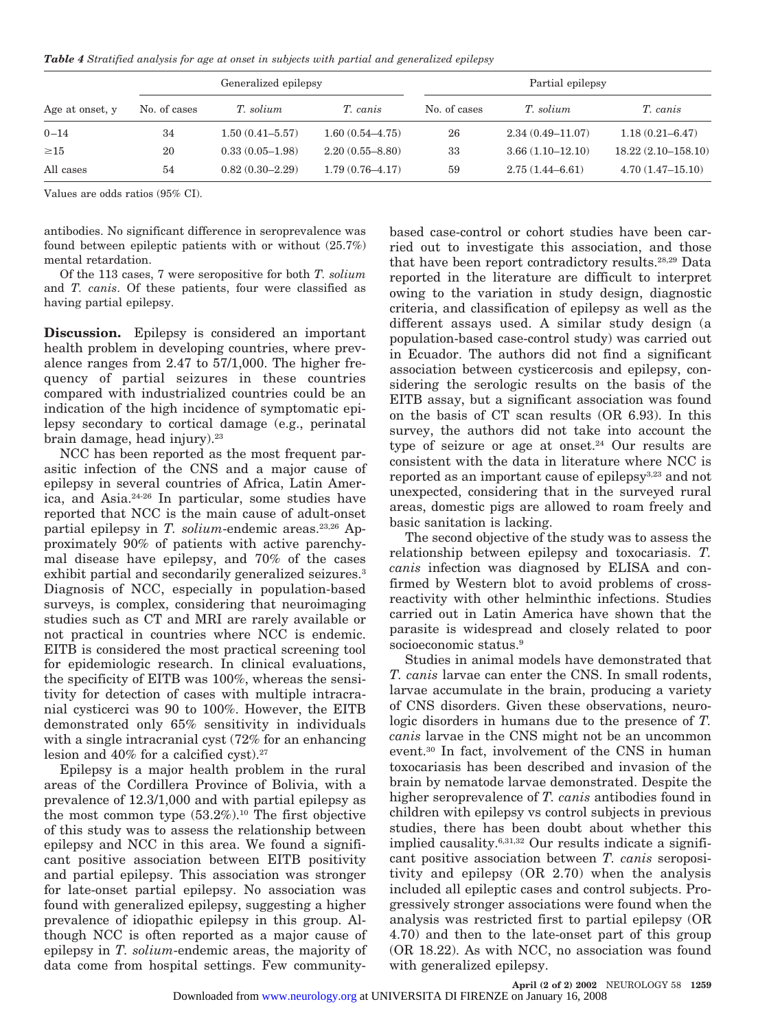*Table 4 Stratified analysis for age at onset in subjects with partial and generalized epilepsy*

| Age at onset, y | Generalized epilepsy | | | Partial epilepsy | | |
|---|---|---|---|---|---|---|
| | No. of cases | *T. solium* | *T. canis* | No. of cases | *T. solium* | *T. canis* |
| 0–14 | 34 | 1.50 (0.41–5.57) | 1.60 (0.54–4.75) | 26 | 2.34 (0.49–11.07) | 1.18 (0.21–6.47) |
| ≥15 | 20 | 0.33 (0.05–1.98) | 2.20 (0.55–8.80) | 33 | 3.66 (1.10–12.10) | 18.22 (2.10–158.10) |
| All cases | 54 | 0.82 (0.30–2.29) | 1.79 (0.76–4.17) | 59 | 2.75 (1.44–6.61) | 4.70 (1.47–15.10) |

Values are odds ratios (95% CI).

antibodies. No significant difference in seroprevalence was found between epileptic patients with or without (25.7%) mental retardation.

Of the 113 cases, 7 were seropositive for both *T. solium* and *T. canis*. Of these patients, four were classified as having partial epilepsy.

**Discussion.** Epilepsy is considered an important health problem in developing countries, where prevalence ranges from 2.47 to 57/1,000. The higher frequency of partial seizures in these countries compared with industrialized countries could be an indication of the high incidence of symptomatic epilepsy secondary to cortical damage (e.g., perinatal brain damage, head injury).[23]

NCC has been reported as the most frequent parasitic infection of the CNS and a major cause of epilepsy in several countries of Africa, Latin America, and Asia.[24-26] In particular, some studies have reported that NCC is the main cause of adult-onset partial epilepsy in *T. solium*-endemic areas.[23,26] Approximately 90% of patients with active parenchymal disease have epilepsy, and 70% of the cases exhibit partial and secondarily generalized seizures.[3] Diagnosis of NCC, especially in population-based surveys, is complex, considering that neuroimaging studies such as CT and MRI are rarely available or not practical in countries where NCC is endemic. EITB is considered the most practical screening tool for epidemiologic research. In clinical evaluations, the specificity of EITB was 100%, whereas the sensitivity for detection of cases with multiple intracranial cysticerci was 90 to 100%. However, the EITB demonstrated only 65% sensitivity in individuals with a single intracranial cyst (72% for an enhancing lesion and 40% for a calcified cyst).[27]

Epilepsy is a major health problem in the rural areas of the Cordillera Province of Bolivia, with a prevalence of 12.3/1,000 and with partial epilepsy as the most common type (53.2%).[10] The first objective of this study was to assess the relationship between epilepsy and NCC in this area. We found a significant positive association between EITB positivity and partial epilepsy. This association was stronger for late-onset partial epilepsy. No association was found with generalized epilepsy, suggesting a higher prevalence of idiopathic epilepsy in this group. Although NCC is often reported as a major cause of epilepsy in *T. solium*-endemic areas, the majority of data come from hospital settings. Few community-based case-control or cohort studies have been carried out to investigate this association, and those that have been report contradictory results.[28,29] Data reported in the literature are difficult to interpret owing to the variation in study design, diagnostic criteria, and classification of epilepsy as well as the different assays used. A similar study design (a population-based case-control study) was carried out in Ecuador. The authors did not find a significant association between cysticercosis and epilepsy, considering the serologic results on the basis of the EITB assay, but a significant association was found on the basis of CT scan results (OR 6.93). In this survey, the authors did not take into account the type of seizure or age at onset.[24] Our results are consistent with the data in literature where NCC is reported as an important cause of epilepsy[3,23] and not unexpected, considering that in the surveyed rural areas, domestic pigs are allowed to roam freely and basic sanitation is lacking.

The second objective of the study was to assess the relationship between epilepsy and toxocariasis. *T. canis* infection was diagnosed by ELISA and confirmed by Western blot to avoid problems of cross-reactivity with other helminthic infections. Studies carried out in Latin America have shown that the parasite is widespread and closely related to poor socioeconomic status.[9]

Studies in animal models have demonstrated that *T. canis* larvae can enter the CNS. In small rodents, larvae accumulate in the brain, producing a variety of CNS disorders. Given these observations, neurologic disorders in humans due to the presence of *T. canis* larvae in the CNS might not be an uncommon event.[30] In fact, involvement of the CNS in human toxocariasis has been described and invasion of the brain by nematode larvae demonstrated. Despite the higher seroprevalence of *T. canis* antibodies found in children with epilepsy vs control subjects in previous studies, there has been doubt about whether this implied causality.[6,31,32] Our results indicate a significant positive association between *T. canis* seropositivity and epilepsy (OR 2.70) when the analysis included all epileptic cases and control subjects. Progressively stronger associations were found when the analysis was restricted first to partial epilepsy (OR 4.70) and then to the late-onset part of this group (OR 18.22). As with NCC, no association was found with generalized epilepsy.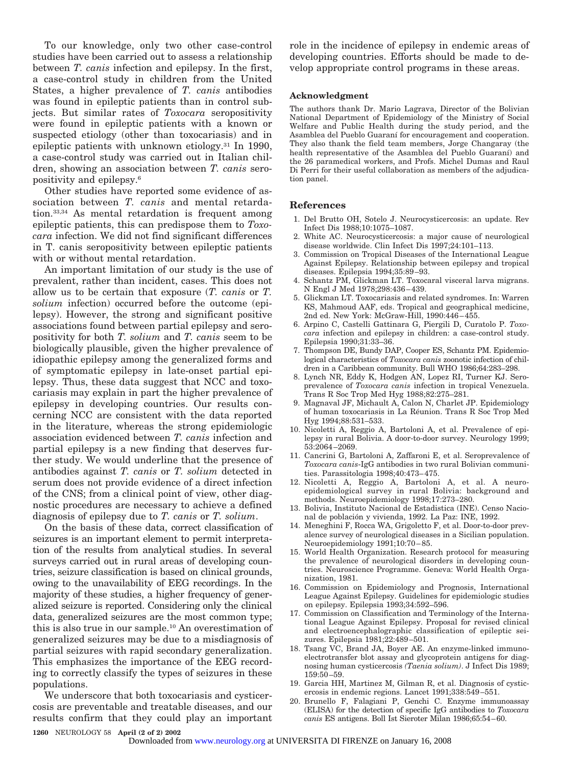To our knowledge, only two other case-control studies have been carried out to assess a relationship between *T. canis* infection and epilepsy. In the first, a case-control study in children from the United States, a higher prevalence of *T. canis* antibodies was found in epileptic patients than in control subjects. But similar rates of *Toxocara* seropositivity were found in epileptic patients with a known or suspected etiology (other than toxocariasis) and in epileptic patients with unknown etiology.[31] In 1990, a case-control study was carried out in Italian children, showing an association between *T. canis* seropositivity and epilepsy.[6]

Other studies have reported some evidence of association between *T. canis* and mental retardation.[33,34] As mental retardation is frequent among epileptic patients, this can predispose them to *Toxocara* infection. We did not find significant differences in T. canis seropositivity between epileptic patients with or without mental retardation.

An important limitation of our study is the use of prevalent, rather than incident, cases. This does not allow us to be certain that exposure (*T. canis* or *T. solium* infection) occurred before the outcome (epilepsy). However, the strong and significant positive associations found between partial epilepsy and seropositivity for both *T. solium* and *T. canis* seem to be biologically plausible, given the higher prevalence of idiopathic epilepsy among the generalized forms and of symptomatic epilepsy in late-onset partial epilepsy. Thus, these data suggest that NCC and toxocariasis may explain in part the higher prevalence of epilepsy in developing countries. Our results concerning NCC are consistent with the data reported in the literature, whereas the strong epidemiologic association evidenced between *T. canis* infection and partial epilepsy is a new finding that deserves further study. We would underline that the presence of antibodies against *T. canis* or *T. solium* detected in serum does not provide evidence of a direct infection of the CNS; from a clinical point of view, other diagnostic procedures are necessary to achieve a defined diagnosis of epilepsy due to *T. canis* or *T. solium*.

On the basis of these data, correct classification of seizures is an important element to permit interpretation of the results from analytical studies. In several surveys carried out in rural areas of developing countries, seizure classification is based on clinical grounds, owing to the unavailability of EEG recordings. In the majority of these studies, a higher frequency of generalized seizure is reported. Considering only the clinical data, generalized seizures are the most common type; this is also true in our sample.[10] An overestimation of generalized seizures may be due to a misdiagnosis of partial seizures with rapid secondary generalization. This emphasizes the importance of the EEG recording to correctly classify the types of seizures in these populations.

We underscore that both toxocariasis and cysticercosis are preventable and treatable diseases, and our results confirm that they could play an important role in the incidence of epilepsy in endemic areas of developing countries. Efforts should be made to develop appropriate control programs in these areas.

### Acknowledgment

The authors thank Dr. Mario Lagrava, Director of the Bolivian National Department of Epidemiology of the Ministry of Social Welfare and Public Health during the study period, and the Asamblea del Pueblo Guaraní for encouragement and cooperation. They also thank the field team members, Jorge Changaray (the health representative of the Asamblea del Pueblo Guaraní) and the 26 paramedical workers, and Profs. Michel Dumas and Raul Di Perri for their useful collaboration as members of the adjudication panel.

## References

1. Del Brutto OH, Sotelo J. Neurocysticercosis: an update. Rev Infect Dis 1988;10:1075–1087.
2. White AC. Neurocysticercosis: a major cause of neurological disease worldwide. Clin Infect Dis 1997;24:101–113.
3. Commission on Tropical Diseases of the International League Against Epilepsy. Relationship between epilepsy and tropical diseases. Epilepsia 1994;35:89–93.
4. Schantz PM, Glickman LT. Toxocaral visceral larva migrans. N Engl J Med 1978;298:436–439.
5. Glickman LT. Toxocariasis and related syndromes. In: Warren KS, Mahmoud AAF, eds. Tropical and geographical medicine, 2nd ed. New York: McGraw-Hill, 1990:446–455.
6. Arpino C, Castelli Gattinara G, Piergili D, Curatolo P. *Toxocara* infection and epilepsy in children: a case-control study. Epilepsia 1990;31:33–36.
7. Thompson DE, Bundy DAP, Cooper ES, Schantz PM. Epidemiological characteristics of *Toxocara canis* zoonotic infection of children in a Caribbean community. Bull WHO 1986;64:283–298.
8. Lynch NR, Eddy K, Hodgen AN, Lopez RI, Turner KJ. Seroprevalence of *Toxocara canis* infection in tropical Venezuela. Trans R Soc Trop Med Hyg 1988;82:275–281.
9. Magnaval JF, Michault A, Calon N, Charlet JP. Epidemiology of human toxocariasis in La Réunion. Trans R Soc Trop Med Hyg 1994;88:531–533.
10. Nicoletti A, Reggio A, Bartoloni A, et al. Prevalence of epilepsy in rural Bolivia. A door-to-door survey. Neurology 1999; 53:2064–2069.
11. Cancrini G, Bartoloni A, Zaffaroni E, et al. Seroprevalence of *Toxocara canis*-IgG antibodies in two rural Bolivian communities. Parassitologia 1998;40:473–475.
12. Nicoletti A, Reggio A, Bartoloni A, et al. A neuroepidemiological survey in rural Bolivia: background and methods. Neuroepidemiology 1998;17:273–280.
13. Bolivia, Instituto Nacional de Estadistica (INE). Censo Nacional de población y vivienda, 1992. La Paz: INE, 1992.
14. Meneghini F, Rocca WA, Grigoletto F, et al. Door-to-door prevalence survey of neurological diseases in a Sicilian population. Neuroepidemiology 1991;10:70–85.
15. World Health Organization. Research protocol for measuring the prevalence of neurological disorders in developing countries. Neuroscience Programme. Geneva: World Health Organization, 1981.
16. Commission on Epidemiology and Prognosis, International League Against Epilepsy. Guidelines for epidemiologic studies on epilepsy. Epilepsia 1993;34:592–596.
17. Commission on Classification and Terminology of the International League Against Epilepsy. Proposal for revised clinical and electroencephalographic classification of epileptic seizures. Epilepsia 1981;22:489–501.
18. Tsang VC, Brand JA, Boyer AE. An enzyme-linked immunoelectrotransfer blot assay and glycoprotein antigens for diagnosing human cysticercosis *(Taenia solium)*. J Infect Dis 1989; 159:50–59.
19. Garcia HH, Martinez M, Gilman R, et al. Diagnosis of cysticercosis in endemic regions. Lancet 1991;338:549–551.
20. Brunello F, Falagiani P, Genchi C. Enzyme immunoassay (ELISA) for the detection of specific IgG antibodies to *Toxocara canis* ES antigens. Boll Ist Sieroter Milan 1986;65:54–60.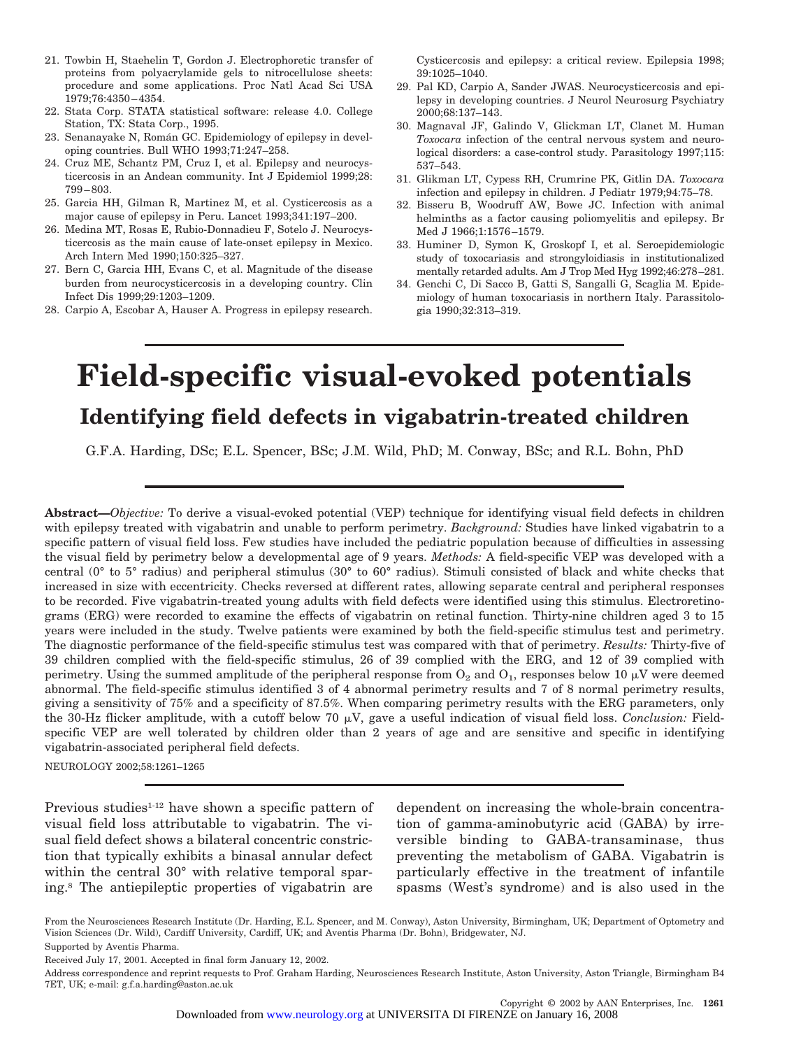21. Towbin H, Staehelin T, Gordon J. Electrophoretic transfer of proteins from polyacrylamide gels to nitrocellulose sheets: procedure and some applications. Proc Natl Acad Sci USA 1979;76:4350–4354.
22. Stata Corp. STATA statistical software: release 4.0. College Station, TX: Stata Corp., 1995.
23. Senanayake N, Román GC. Epidemiology of epilepsy in developing countries. Bull WHO 1993;71:247–258.
24. Cruz ME, Schantz PM, Cruz I, et al. Epilepsy and neurocysticercosis in an Andean community. Int J Epidemiol 1999;28: 799–803.
25. Garcia HH, Gilman R, Martinez M, et al. Cysticercosis as a major cause of epilepsy in Peru. Lancet 1993;341:197–200.
26. Medina MT, Rosas E, Rubio-Donnadieu F, Sotelo J. Neurocysticercosis as the main cause of late-onset epilepsy in Mexico. Arch Intern Med 1990;150:325–327.
27. Bern C, Garcia HH, Evans C, et al. Magnitude of the disease burden from neurocysticercosis in a developing country. Clin Infect Dis 1999;29:1203–1209.
28. Carpio A, Escobar A, Hauser A. Progress in epilepsy research. Cysticercosis and epilepsy: a critical review. Epilepsia 1998; 39:1025–1040.
29. Pal KD, Carpio A, Sander JWAS. Neurocysticercosis and epilepsy in developing countries. J Neurol Neurosurg Psychiatry 2000;68:137–143.
30. Magnaval JF, Galindo V, Glickman LT, Clanet M. Human *Toxocara* infection of the central nervous system and neurological disorders: a case-control study. Parasitology 1997;115: 537–543.
31. Glikman LT, Cypess RH, Crumrine PK, Gitlin DA. *Toxocara* infection and epilepsy in children. J Pediatr 1979;94:75–78.
32. Bisseru B, Woodruff AW, Bowe JC. Infection with animal helminths as a factor causing poliomyelitis and epilepsy. Br Med J 1966;1:1576–1579.
33. Huminer D, Symon K, Groskopf I, et al. Seroepidemiologic study of toxocariasis and strongyloidiasis in institutionalized mentally retarded adults. Am J Trop Med Hyg 1992;46:278–281.
34. Genchi C, Di Sacco B, Gatti S, Sangalli G, Scaglia M. Epidemiology of human toxocariasis in northern Italy. Parassitologia 1990;32:313–319.

# Field-specific visual-evoked potentials

## Identifying field defects in vigabatrin-treated children

G.F.A. Harding, DSc; E.L. Spencer, BSc; J.M. Wild, PhD; M. Conway, BSc; and R.L. Bohn, PhD

**Abstract—***Objective:* To derive a visual-evoked potential (VEP) technique for identifying visual field defects in children with epilepsy treated with vigabatrin and unable to perform perimetry. *Background:* Studies have linked vigabatrin to a specific pattern of visual field loss. Few studies have included the pediatric population because of difficulties in assessing the visual field by perimetry below a developmental age of 9 years. *Methods:* A field-specific VEP was developed with a central (0° to 5° radius) and peripheral stimulus (30° to 60° radius). Stimuli consisted of black and white checks that increased in size with eccentricity. Checks reversed at different rates, allowing separate central and peripheral responses to be recorded. Five vigabatrin-treated young adults with field defects were identified using this stimulus. Electroretinograms (ERG) were recorded to examine the effects of vigabatrin on retinal function. Thirty-nine children aged 3 to 15 years were included in the study. Twelve patients were examined by both the field-specific stimulus test and perimetry. The diagnostic performance of the field-specific stimulus test was compared with that of perimetry. *Results:* Thirty-five of 39 children complied with the field-specific stimulus, 26 of 39 complied with the ERG, and 12 of 39 complied with perimetry. Using the summed amplitude of the peripheral response from $O_2$ and $O_1$, responses below 10 μV were deemed abnormal. The field-specific stimulus identified 3 of 4 abnormal perimetry results and 7 of 8 normal perimetry results, giving a sensitivity of 75% and a specificity of 87.5%. When comparing perimetry results with the ERG parameters, only the 30-Hz flicker amplitude, with a cutoff below 70 μV, gave a useful indication of visual field loss. *Conclusion:* Field-specific VEP are well tolerated by children older than 2 years of age and are sensitive and specific in identifying vigabatrin-associated peripheral field defects.

NEUROLOGY 2002;58:1261–1265

Previous studies[1-12] have shown a specific pattern of visual field loss attributable to vigabatrin. The visual field defect shows a bilateral concentric constriction that typically exhibits a binasal annular defect within the central 30° with relative temporal sparing.[8] The antiepileptic properties of vigabatrin are dependent on increasing the whole-brain concentration of gamma-aminobutyric acid (GABA) by irreversible binding to GABA-transaminase, thus preventing the metabolism of GABA. Vigabatrin is particularly effective in the treatment of infantile spasms (West's syndrome) and is also used in the

From the Neurosciences Research Institute (Dr. Harding, E.L. Spencer, and M. Conway), Aston University, Birmingham, UK; Department of Optometry and Vision Sciences (Dr. Wild), Cardiff University, Cardiff, UK; and Aventis Pharma (Dr. Bohn), Bridgewater, NJ.

Supported by Aventis Pharma.

Received July 17, 2001. Accepted in final form January 12, 2002.

Address correspondence and reprint requests to Prof. Graham Harding, Neurosciences Research Institute, Aston University, Aston Triangle, Birmingham B4 7ET, UK; e-mail: g.f.a.harding@aston.ac.uk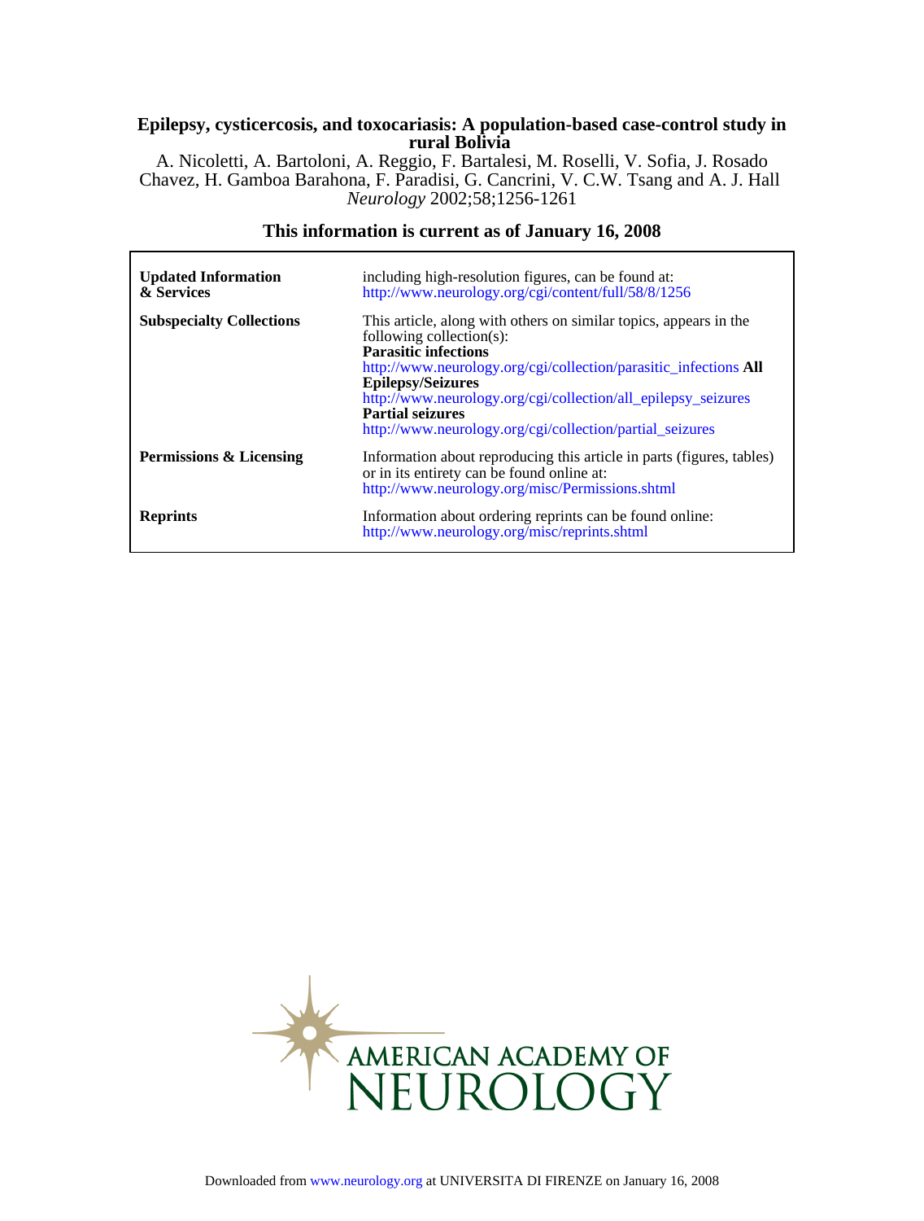**Epilepsy, cysticercosis, and toxocariasis: A population-based case-control study in rural Bolivia**

A. Nicoletti, A. Bartoloni, A. Reggio, F. Bartalesi, M. Roselli, V. Sofia, J. Rosado Chavez, H. Gamboa Barahona, F. Paradisi, G. Cancrini, V. C.W. Tsang and A. J. Hall

*Neurology* 2002;58;1256-1261

**This information is current as of January 16, 2008**

| | |
|---|---|
| **Updated Information & Services** | including high-resolution figures, can be found at: http://www.neurology.org/cgi/content/full/58/8/1256 |
| **Subspecialty Collections** | This article, along with others on similar topics, appears in the following collection(s): **Parasitic infections** http://www.neurology.org/cgi/collection/parasitic_infections **All Epilepsy/Seizures** http://www.neurology.org/cgi/collection/all_epilepsy_seizures **Partial seizures** http://www.neurology.org/cgi/collection/partial_seizures |
| **Permissions & Licensing** | Information about reproducing this article in parts (figures, tables) or in its entirety can be found online at: http://www.neurology.org/misc/Permissions.shtml |
| **Reprints** | Information about ordering reprints can be found online: http://www.neurology.org/misc/reprints.shtml |

AMERICAN ACADEMY OF NEUROLOGY

Downloaded from www.neurology.org at UNIVERSITA DI FIRENZE on January 16, 2008